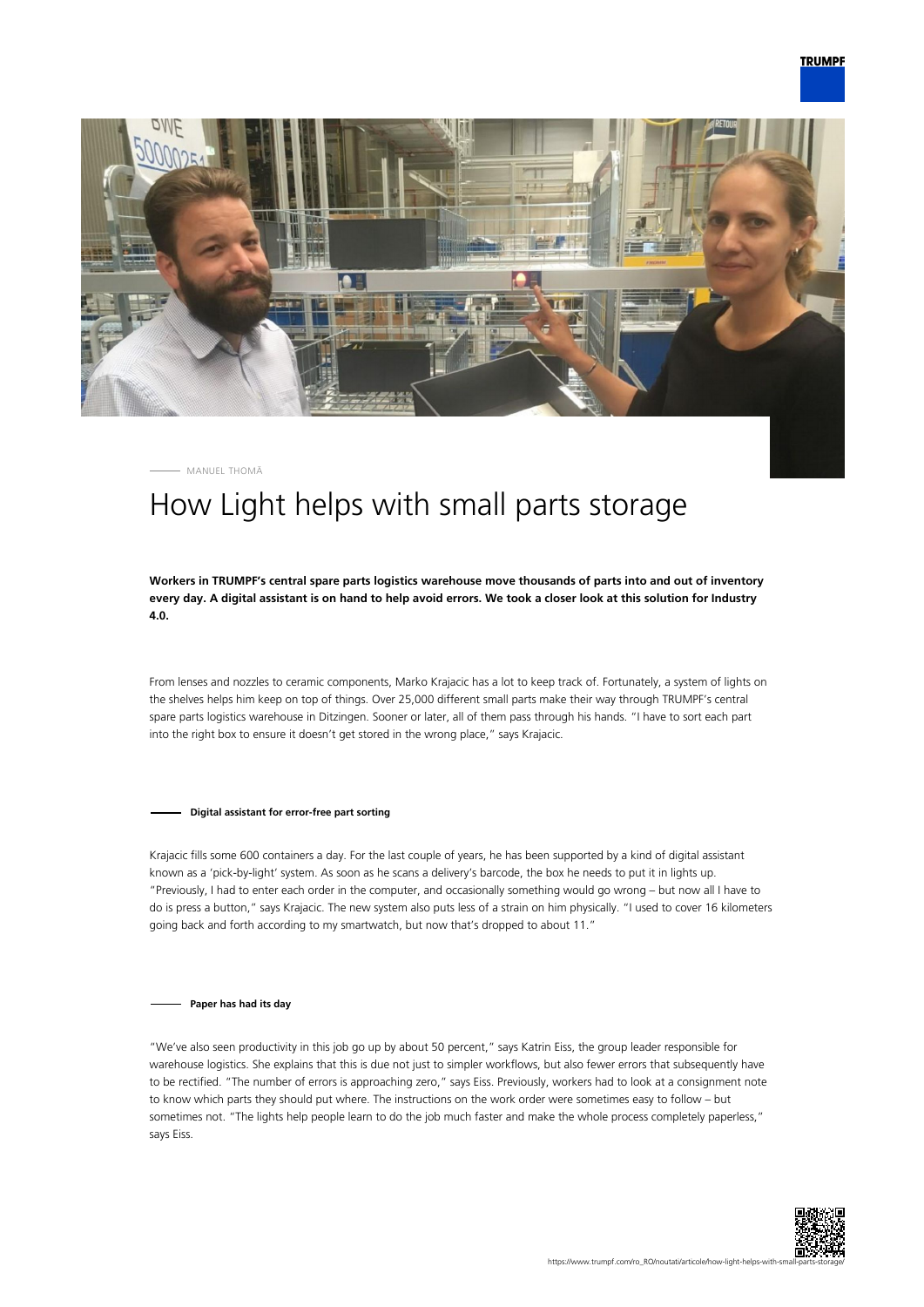MANUEL THOMÄ

# How Light helps with small parts storage

**Workers in TRUMPF's central spare parts logistics warehouse move thousands of parts into and out of inventory every day. A digital assistant is on hand to help avoid errors. We took a closer look at this solution for Industry 4.0.**

From lenses and nozzles to ceramic components, Marko Krajacic has a lot to keep track of. Fortunately, a system of lights on the shelves helps him keep on top of things. Over 25,000 different small parts make their way through TRUMPF's central spare parts logistics warehouse in Ditzingen. Sooner or later, all of them pass through his hands. "I have to sort each part into the right box to ensure it doesn't get stored in the wrong place," says Krajacic.

#### Digital assistant for error-free part sorting

Krajacic fills some 600 containers a day. For the last couple of years, he has been supported by a kind of digital assistant known as a 'pick-by-light' system. As soon as he scans a delivery's barcode, the box he needs to put it in lights up. "Previously, I had to enter each order in the computer, and occasionally something would go wrong – but now all I have to do is press a button," says Krajacic. The new system also puts less of a strain on him physically. "I used to cover 16 kilometers going back and forth according to my smartwatch, but now that's dropped to about 11."

#### Paper has had its day

"We've also seen productivity in this job go up by about 50 percent," says Katrin Eiss, the group leader responsible for warehouse logistics. She explains that this is due not just to simpler workflows, but also fewer errors that subsequently have to be rectified. "The number of errors is approaching zero," says Eiss. Previously, workers had to look at a consignment note to know which parts they should put where. The instructions on the work order were sometimes easy to follow – but sometimes not. "The lights help people learn to do the job much faster and make the whole process completely paperless," says Eiss.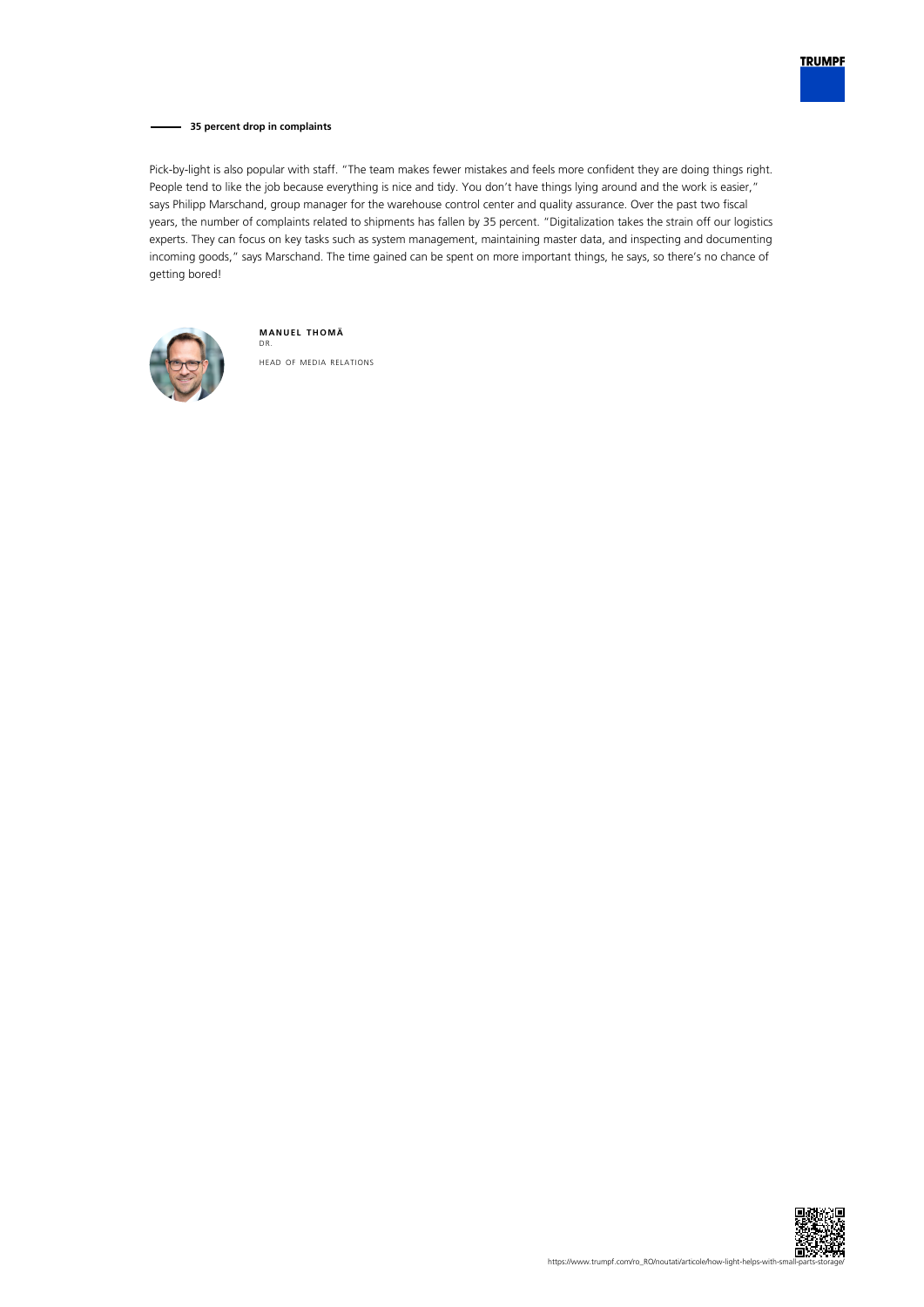## 35 percent drop in complaints

Pick-by-light is also popular with staff. "The team makes fewer mistakes and feels more confident they are doing things right. People tend to like the job because everything is nice and tidy. You don't have things lying around and the work is easier," says Philipp Marschand, group manager for the warehouse control center and quality assurance. Over the past two fiscal years, the number of complaints related to shipments has fallen by 35 percent. "Digitalization takes the strain off our logistics experts. They can focus on key tasks such as system management, maintaining master data, and inspecting and documenting incoming goods," says Marschand. The time gained can be spent on more important things, he says, so there's no chance of getting bored!

**MANUEL THOMÄ**
DR.
HEAD OF MEDIA RELATIONS